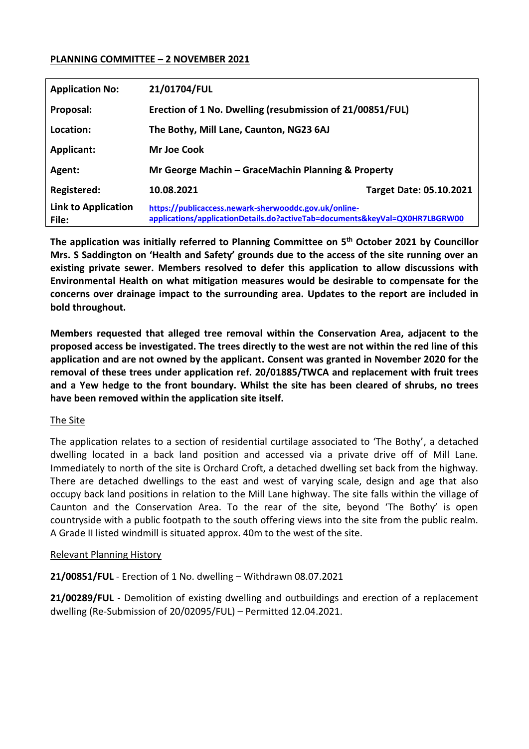**PLANNING COMMITTEE – 2 NOVEMBER 2021**

| | | |
|---|---|---|
| **Application No:** | **21/01704/FUL** | |
| **Proposal:** | **Erection of 1 No. Dwelling (resubmission of 21/00851/FUL)** | |
| **Location:** | **The Bothy, Mill Lane, Caunton, NG23 6AJ** | |
| **Applicant:** | **Mr Joe Cook** | |
| **Agent:** | **Mr George Machin – GraceMachin Planning & Property** | |
| **Registered:** | **10.08.2021** | **Target Date: 05.10.2021** |
| **Link to Application File:** | **https://publicaccess.newark-sherwooddc.gov.uk/online-applications/applicationDetails.do?activeTab=documents&keyVal=QX0HR7LBGRW00** | |

**The application was initially referred to Planning Committee on 5th October 2021 by Councillor Mrs. S Saddington on 'Health and Safety' grounds due to the access of the site running over an existing private sewer. Members resolved to defer this application to allow discussions with Environmental Health on what mitigation measures would be desirable to compensate for the concerns over drainage impact to the surrounding area. Updates to the report are included in bold throughout.**

**Members requested that alleged tree removal within the Conservation Area, adjacent to the proposed access be investigated. The trees directly to the west are not within the red line of this application and are not owned by the applicant. Consent was granted in November 2020 for the removal of these trees under application ref. 20/01885/TWCA and replacement with fruit trees and a Yew hedge to the front boundary. Whilst the site has been cleared of shrubs, no trees have been removed within the application site itself.**

## The Site

The application relates to a section of residential curtilage associated to 'The Bothy', a detached dwelling located in a back land position and accessed via a private drive off of Mill Lane. Immediately to north of the site is Orchard Croft, a detached dwelling set back from the highway. There are detached dwellings to the east and west of varying scale, design and age that also occupy back land positions in relation to the Mill Lane highway. The site falls within the village of Caunton and the Conservation Area. To the rear of the site, beyond 'The Bothy' is open countryside with a public footpath to the south offering views into the site from the public realm. A Grade II listed windmill is situated approx. 40m to the west of the site.

## Relevant Planning History

**21/00851/FUL** - Erection of 1 No. dwelling – Withdrawn 08.07.2021

**21/00289/FUL** - Demolition of existing dwelling and outbuildings and erection of a replacement dwelling (Re-Submission of 20/02095/FUL) – Permitted 12.04.2021.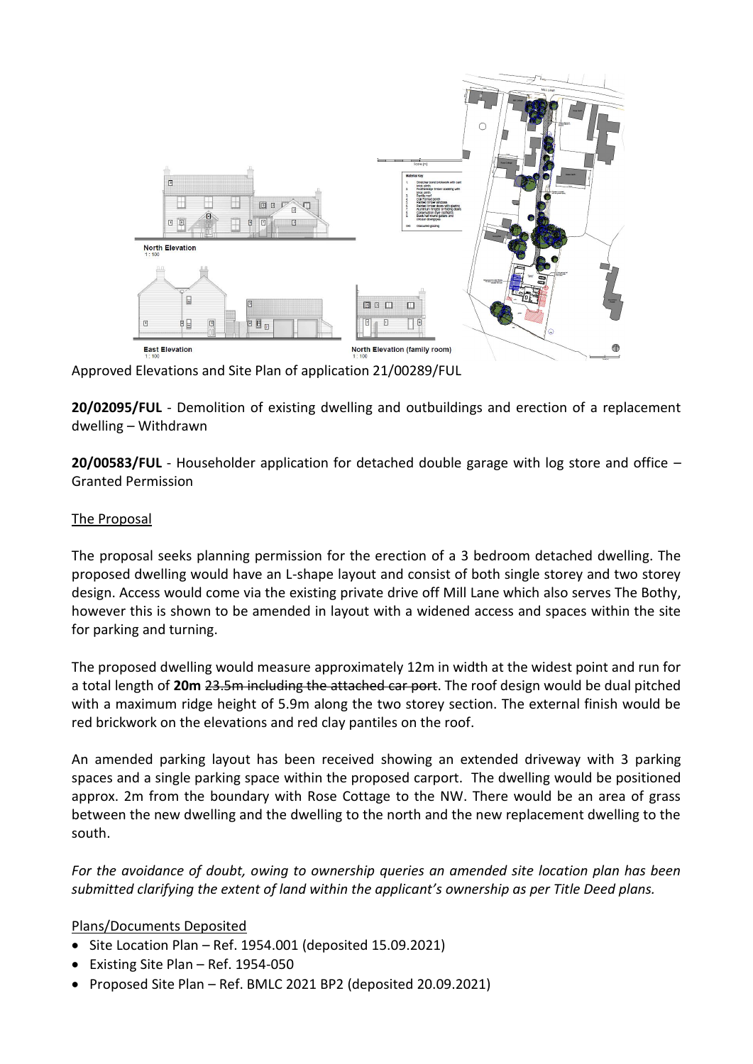Approved Elevations and Site Plan of application 21/00289/FUL

**20/02095/FUL** - Demolition of existing dwelling and outbuildings and erection of a replacement dwelling – Withdrawn

**20/00583/FUL** - Householder application for detached double garage with log store and office – Granted Permission

## The Proposal

The proposal seeks planning permission for the erection of a 3 bedroom detached dwelling. The proposed dwelling would have an L-shape layout and consist of both single storey and two storey design. Access would come via the existing private drive off Mill Lane which also serves The Bothy, however this is shown to be amended in layout with a widened access and spaces within the site for parking and turning.

The proposed dwelling would measure approximately 12m in width at the widest point and run for a total length of **20m** ~~23.5m including the attached car port~~. The roof design would be dual pitched with a maximum ridge height of 5.9m along the two storey section. The external finish would be red brickwork on the elevations and red clay pantiles on the roof.

An amended parking layout has been received showing an extended driveway with 3 parking spaces and a single parking space within the proposed carport. The dwelling would be positioned approx. 2m from the boundary with Rose Cottage to the NW. There would be an area of grass between the new dwelling and the dwelling to the north and the new replacement dwelling to the south.

*For the avoidance of doubt, owing to ownership queries an amended site location plan has been submitted clarifying the extent of land within the applicant's ownership as per Title Deed plans.*

## Plans/Documents Deposited

- Site Location Plan – Ref. 1954.001 (deposited 15.09.2021)
- Existing Site Plan – Ref. 1954-050
- Proposed Site Plan – Ref. BMLC 2021 BP2 (deposited 20.09.2021)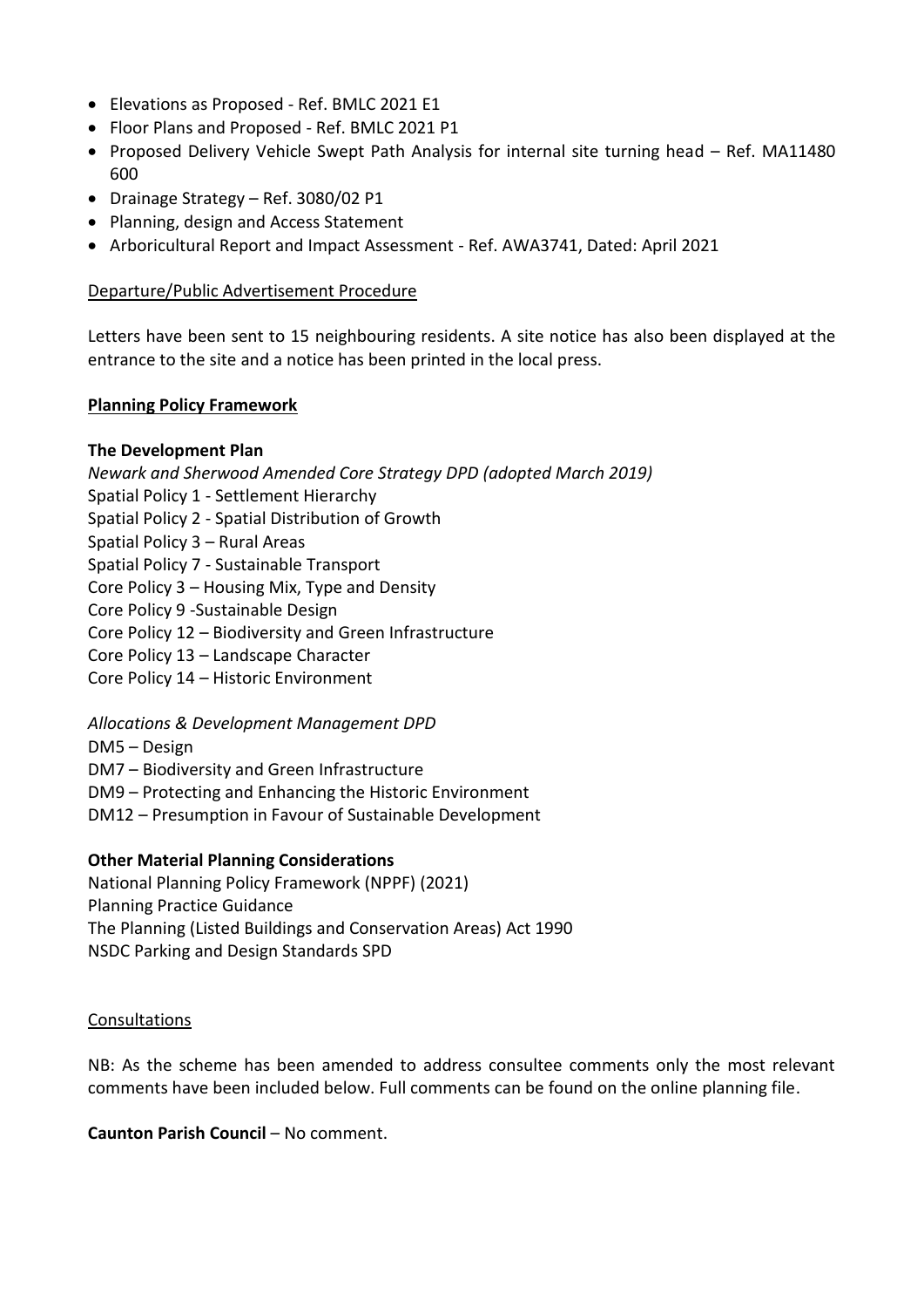- Elevations as Proposed - Ref. BMLC 2021 E1
- Floor Plans and Proposed - Ref. BMLC 2021 P1
- Proposed Delivery Vehicle Swept Path Analysis for internal site turning head – Ref. MA11480 600
- Drainage Strategy – Ref. 3080/02 P1
- Planning, design and Access Statement
- Arboricultural Report and Impact Assessment - Ref. AWA3741, Dated: April 2021

Departure/Public Advertisement Procedure

Letters have been sent to 15 neighbouring residents. A site notice has also been displayed at the entrance to the site and a notice has been printed in the local press.

**Planning Policy Framework**

**The Development Plan**

*Newark and Sherwood Amended Core Strategy DPD (adopted March 2019)*
Spatial Policy 1 - Settlement Hierarchy
Spatial Policy 2 - Spatial Distribution of Growth
Spatial Policy 3 – Rural Areas
Spatial Policy 7 - Sustainable Transport
Core Policy 3 – Housing Mix, Type and Density
Core Policy 9 -Sustainable Design
Core Policy 12 – Biodiversity and Green Infrastructure
Core Policy 13 – Landscape Character
Core Policy 14 – Historic Environment

*Allocations & Development Management DPD*
DM5 – Design
DM7 – Biodiversity and Green Infrastructure
DM9 – Protecting and Enhancing the Historic Environment
DM12 – Presumption in Favour of Sustainable Development

**Other Material Planning Considerations**
National Planning Policy Framework (NPPF) (2021)
Planning Practice Guidance
The Planning (Listed Buildings and Conservation Areas) Act 1990
NSDC Parking and Design Standards SPD

Consultations

NB: As the scheme has been amended to address consultee comments only the most relevant comments have been included below. Full comments can be found on the online planning file.

**Caunton Parish Council** – No comment.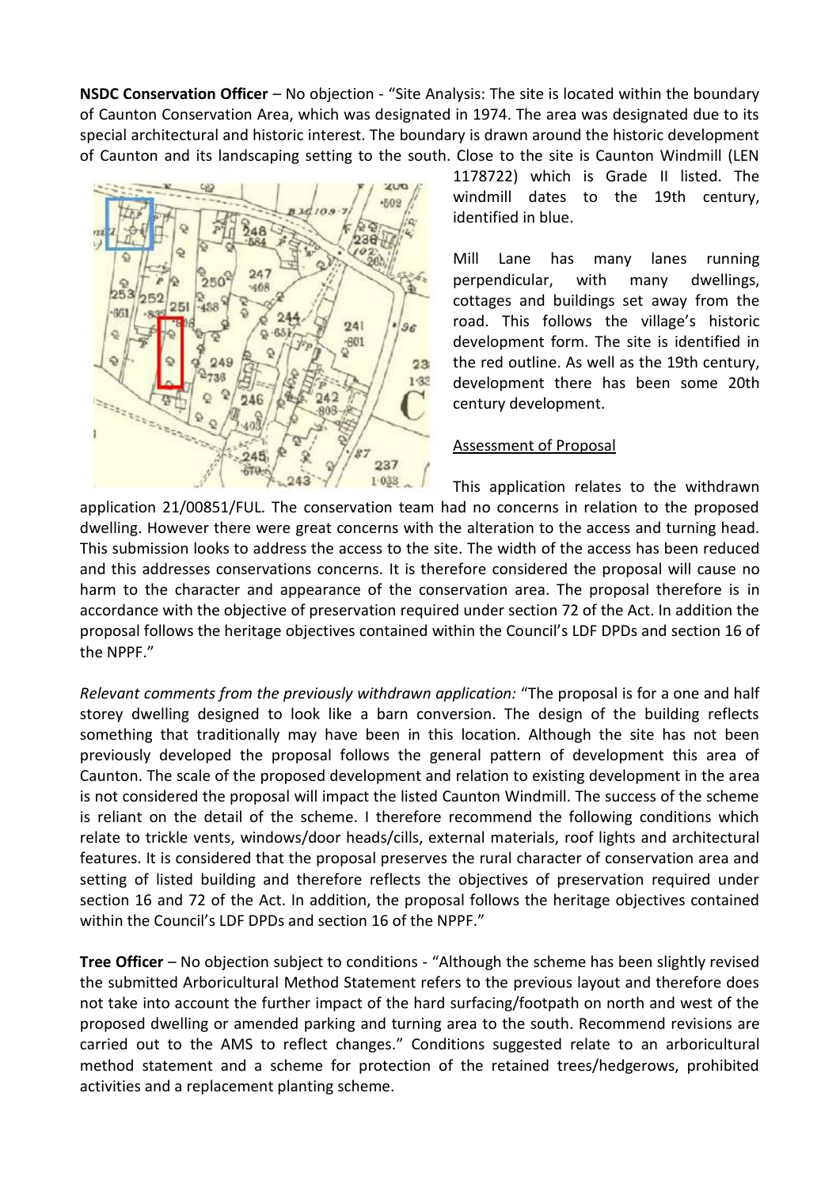**NSDC Conservation Officer** – No objection - "Site Analysis: The site is located within the boundary of Caunton Conservation Area, which was designated in 1974. The area was designated due to its special architectural and historic interest. The boundary is drawn around the historic development of Caunton and its landscaping setting to the south. Close to the site is Caunton Windmill (LEN 1178722) which is Grade II listed. The windmill dates to the 19th century, identified in blue.

Mill Lane has many lanes running perpendicular, with many dwellings, cottages and buildings set away from the road. This follows the village's historic development form. The site is identified in the red outline. As well as the 19th century, development there has been some 20th century development.

Assessment of Proposal

This application relates to the withdrawn application 21/00851/FUL. The conservation team had no concerns in relation to the proposed dwelling. However there were great concerns with the alteration to the access and turning head. This submission looks to address the access to the site. The width of the access has been reduced and this addresses conservations concerns. It is therefore considered the proposal will cause no harm to the character and appearance of the conservation area. The proposal therefore is in accordance with the objective of preservation required under section 72 of the Act. In addition the proposal follows the heritage objectives contained within the Council's LDF DPDs and section 16 of the NPPF."

*Relevant comments from the previously withdrawn application:* "The proposal is for a one and half storey dwelling designed to look like a barn conversion. The design of the building reflects something that traditionally may have been in this location. Although the site has not been previously developed the proposal follows the general pattern of development this area of Caunton. The scale of the proposed development and relation to existing development in the area is not considered the proposal will impact the listed Caunton Windmill. The success of the scheme is reliant on the detail of the scheme. I therefore recommend the following conditions which relate to trickle vents, windows/door heads/cills, external materials, roof lights and architectural features. It is considered that the proposal preserves the rural character of conservation area and setting of listed building and therefore reflects the objectives of preservation required under section 16 and 72 of the Act. In addition, the proposal follows the heritage objectives contained within the Council's LDF DPDs and section 16 of the NPPF."

**Tree Officer** – No objection subject to conditions - "Although the scheme has been slightly revised the submitted Arboricultural Method Statement refers to the previous layout and therefore does not take into account the further impact of the hard surfacing/footpath on north and west of the proposed dwelling or amended parking and turning area to the south. Recommend revisions are carried out to the AMS to reflect changes." Conditions suggested relate to an arboricultural method statement and a scheme for protection of the retained trees/hedgerows, prohibited activities and a replacement planting scheme.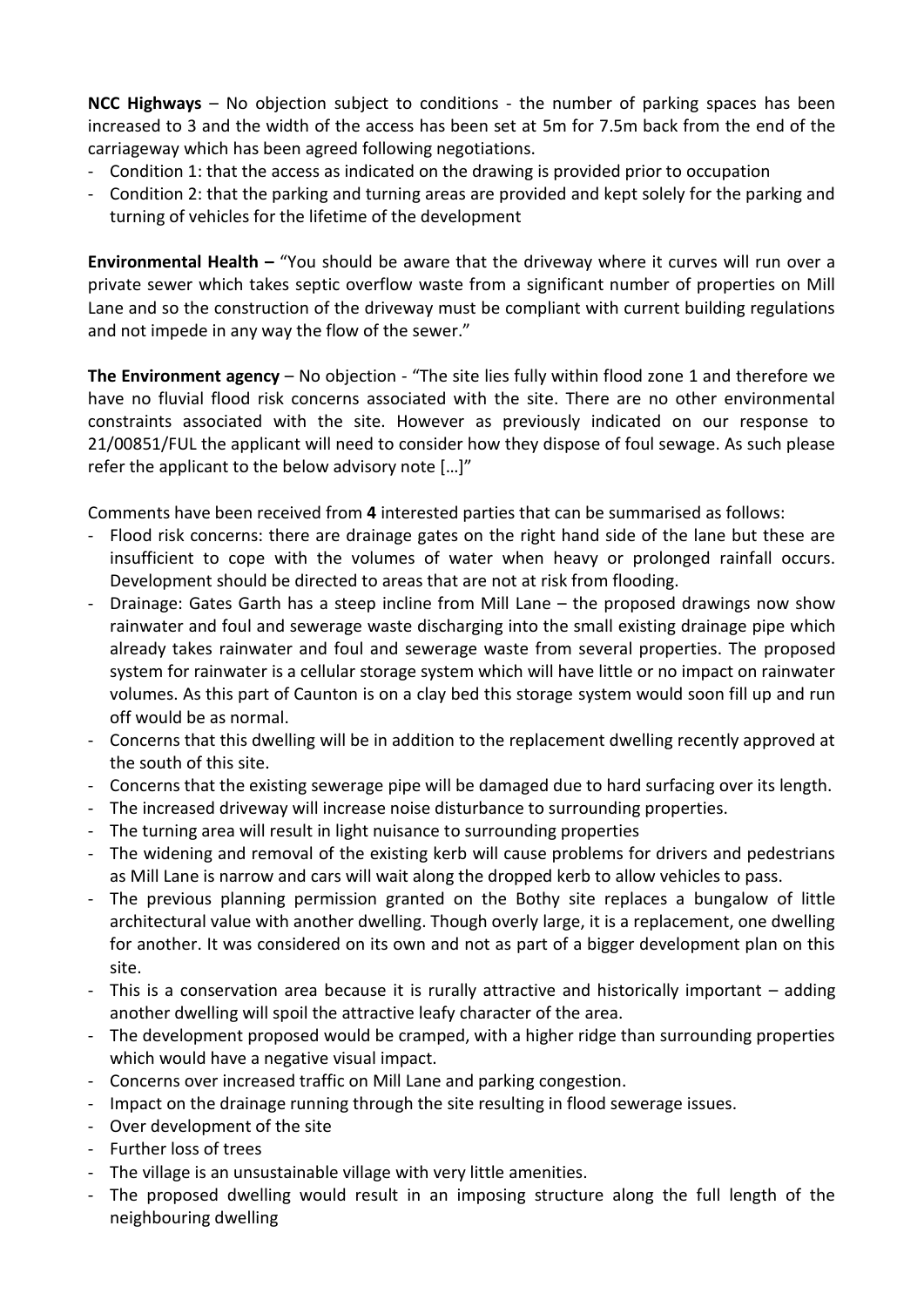**NCC Highways** – No objection subject to conditions - the number of parking spaces has been increased to 3 and the width of the access has been set at 5m for 7.5m back from the end of the carriageway which has been agreed following negotiations.

- Condition 1: that the access as indicated on the drawing is provided prior to occupation
- Condition 2: that the parking and turning areas are provided and kept solely for the parking and turning of vehicles for the lifetime of the development

**Environmental Health –** "You should be aware that the driveway where it curves will run over a private sewer which takes septic overflow waste from a significant number of properties on Mill Lane and so the construction of the driveway must be compliant with current building regulations and not impede in any way the flow of the sewer."

**The Environment agency** – No objection - "The site lies fully within flood zone 1 and therefore we have no fluvial flood risk concerns associated with the site. There are no other environmental constraints associated with the site. However as previously indicated on our response to 21/00851/FUL the applicant will need to consider how they dispose of foul sewage. As such please refer the applicant to the below advisory note […]"

Comments have been received from **4** interested parties that can be summarised as follows:

- Flood risk concerns: there are drainage gates on the right hand side of the lane but these are insufficient to cope with the volumes of water when heavy or prolonged rainfall occurs. Development should be directed to areas that are not at risk from flooding.
- Drainage: Gates Garth has a steep incline from Mill Lane – the proposed drawings now show rainwater and foul and sewerage waste discharging into the small existing drainage pipe which already takes rainwater and foul and sewerage waste from several properties. The proposed system for rainwater is a cellular storage system which will have little or no impact on rainwater volumes. As this part of Caunton is on a clay bed this storage system would soon fill up and run off would be as normal.
- Concerns that this dwelling will be in addition to the replacement dwelling recently approved at the south of this site.
- Concerns that the existing sewerage pipe will be damaged due to hard surfacing over its length.
- The increased driveway will increase noise disturbance to surrounding properties.
- The turning area will result in light nuisance to surrounding properties
- The widening and removal of the existing kerb will cause problems for drivers and pedestrians as Mill Lane is narrow and cars will wait along the dropped kerb to allow vehicles to pass.
- The previous planning permission granted on the Bothy site replaces a bungalow of little architectural value with another dwelling. Though overly large, it is a replacement, one dwelling for another. It was considered on its own and not as part of a bigger development plan on this site.
- This is a conservation area because it is rurally attractive and historically important – adding another dwelling will spoil the attractive leafy character of the area.
- The development proposed would be cramped, with a higher ridge than surrounding properties which would have a negative visual impact.
- Concerns over increased traffic on Mill Lane and parking congestion.
- Impact on the drainage running through the site resulting in flood sewerage issues.
- Over development of the site
- Further loss of trees
- The village is an unsustainable village with very little amenities.
- The proposed dwelling would result in an imposing structure along the full length of the neighbouring dwelling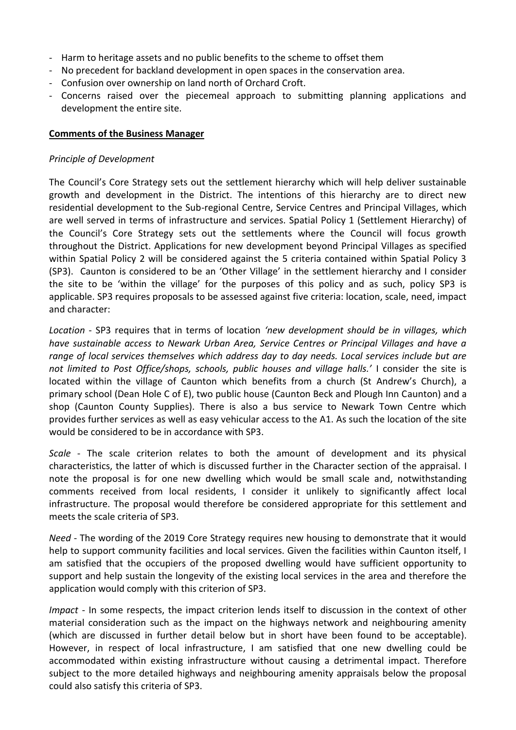- Harm to heritage assets and no public benefits to the scheme to offset them
- No precedent for backland development in open spaces in the conservation area.
- Confusion over ownership on land north of Orchard Croft.
- Concerns raised over the piecemeal approach to submitting planning applications and development the entire site.

**Comments of the Business Manager**

*Principle of Development*

The Council's Core Strategy sets out the settlement hierarchy which will help deliver sustainable growth and development in the District. The intentions of this hierarchy are to direct new residential development to the Sub-regional Centre, Service Centres and Principal Villages, which are well served in terms of infrastructure and services. Spatial Policy 1 (Settlement Hierarchy) of the Council's Core Strategy sets out the settlements where the Council will focus growth throughout the District. Applications for new development beyond Principal Villages as specified within Spatial Policy 2 will be considered against the 5 criteria contained within Spatial Policy 3 (SP3). Caunton is considered to be an 'Other Village' in the settlement hierarchy and I consider the site to be 'within the village' for the purposes of this policy and as such, policy SP3 is applicable. SP3 requires proposals to be assessed against five criteria: location, scale, need, impact and character:

*Location* - SP3 requires that in terms of location *'new development should be in villages, which have sustainable access to Newark Urban Area, Service Centres or Principal Villages and have a range of local services themselves which address day to day needs. Local services include but are not limited to Post Office/shops, schools, public houses and village halls.'* I consider the site is located within the village of Caunton which benefits from a church (St Andrew's Church), a primary school (Dean Hole C of E), two public house (Caunton Beck and Plough Inn Caunton) and a shop (Caunton County Supplies). There is also a bus service to Newark Town Centre which provides further services as well as easy vehicular access to the A1. As such the location of the site would be considered to be in accordance with SP3.

*Scale* - The scale criterion relates to both the amount of development and its physical characteristics, the latter of which is discussed further in the Character section of the appraisal. I note the proposal is for one new dwelling which would be small scale and, notwithstanding comments received from local residents, I consider it unlikely to significantly affect local infrastructure. The proposal would therefore be considered appropriate for this settlement and meets the scale criteria of SP3.

*Need* - The wording of the 2019 Core Strategy requires new housing to demonstrate that it would help to support community facilities and local services. Given the facilities within Caunton itself, I am satisfied that the occupiers of the proposed dwelling would have sufficient opportunity to support and help sustain the longevity of the existing local services in the area and therefore the application would comply with this criterion of SP3.

*Impact* - In some respects, the impact criterion lends itself to discussion in the context of other material consideration such as the impact on the highways network and neighbouring amenity (which are discussed in further detail below but in short have been found to be acceptable). However, in respect of local infrastructure, I am satisfied that one new dwelling could be accommodated within existing infrastructure without causing a detrimental impact. Therefore subject to the more detailed highways and neighbouring amenity appraisals below the proposal could also satisfy this criteria of SP3.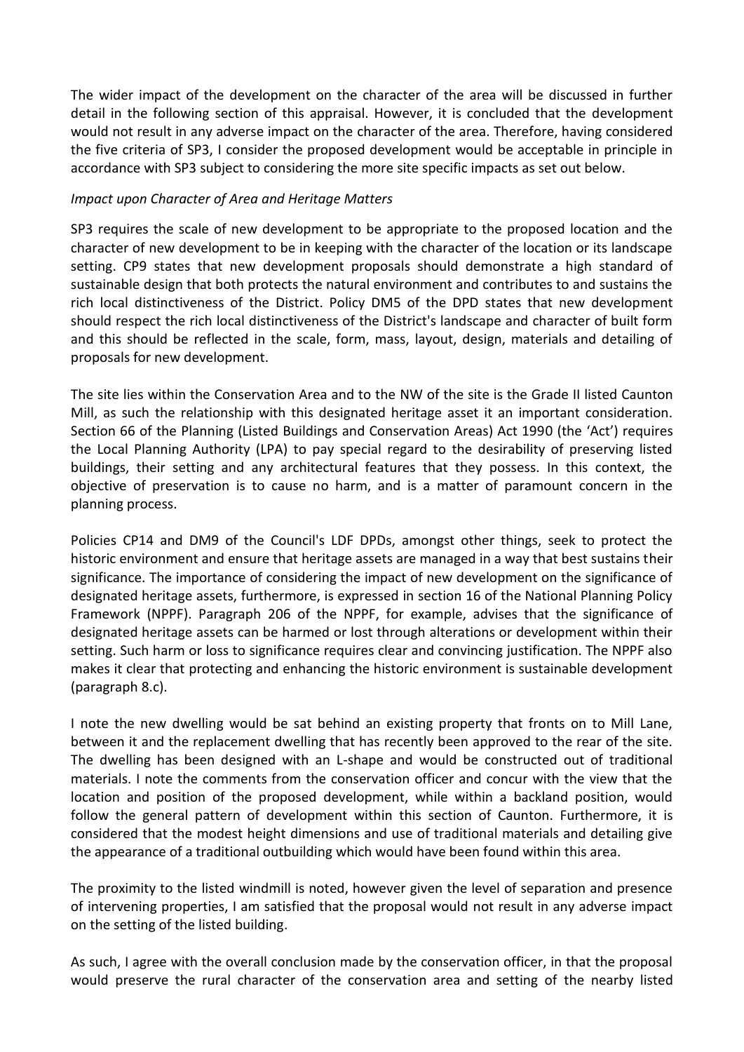The wider impact of the development on the character of the area will be discussed in further detail in the following section of this appraisal. However, it is concluded that the development would not result in any adverse impact on the character of the area. Therefore, having considered the five criteria of SP3, I consider the proposed development would be acceptable in principle in accordance with SP3 subject to considering the more site specific impacts as set out below.

*Impact upon Character of Area and Heritage Matters*

SP3 requires the scale of new development to be appropriate to the proposed location and the character of new development to be in keeping with the character of the location or its landscape setting. CP9 states that new development proposals should demonstrate a high standard of sustainable design that both protects the natural environment and contributes to and sustains the rich local distinctiveness of the District. Policy DM5 of the DPD states that new development should respect the rich local distinctiveness of the District's landscape and character of built form and this should be reflected in the scale, form, mass, layout, design, materials and detailing of proposals for new development.

The site lies within the Conservation Area and to the NW of the site is the Grade II listed Caunton Mill, as such the relationship with this designated heritage asset it an important consideration. Section 66 of the Planning (Listed Buildings and Conservation Areas) Act 1990 (the 'Act') requires the Local Planning Authority (LPA) to pay special regard to the desirability of preserving listed buildings, their setting and any architectural features that they possess. In this context, the objective of preservation is to cause no harm, and is a matter of paramount concern in the planning process.

Policies CP14 and DM9 of the Council's LDF DPDs, amongst other things, seek to protect the historic environment and ensure that heritage assets are managed in a way that best sustains their significance. The importance of considering the impact of new development on the significance of designated heritage assets, furthermore, is expressed in section 16 of the National Planning Policy Framework (NPPF). Paragraph 206 of the NPPF, for example, advises that the significance of designated heritage assets can be harmed or lost through alterations or development within their setting. Such harm or loss to significance requires clear and convincing justification. The NPPF also makes it clear that protecting and enhancing the historic environment is sustainable development (paragraph 8.c).

I note the new dwelling would be sat behind an existing property that fronts on to Mill Lane, between it and the replacement dwelling that has recently been approved to the rear of the site. The dwelling has been designed with an L-shape and would be constructed out of traditional materials. I note the comments from the conservation officer and concur with the view that the location and position of the proposed development, while within a backland position, would follow the general pattern of development within this section of Caunton. Furthermore, it is considered that the modest height dimensions and use of traditional materials and detailing give the appearance of a traditional outbuilding which would have been found within this area.

The proximity to the listed windmill is noted, however given the level of separation and presence of intervening properties, I am satisfied that the proposal would not result in any adverse impact on the setting of the listed building.

As such, I agree with the overall conclusion made by the conservation officer, in that the proposal would preserve the rural character of the conservation area and setting of the nearby listed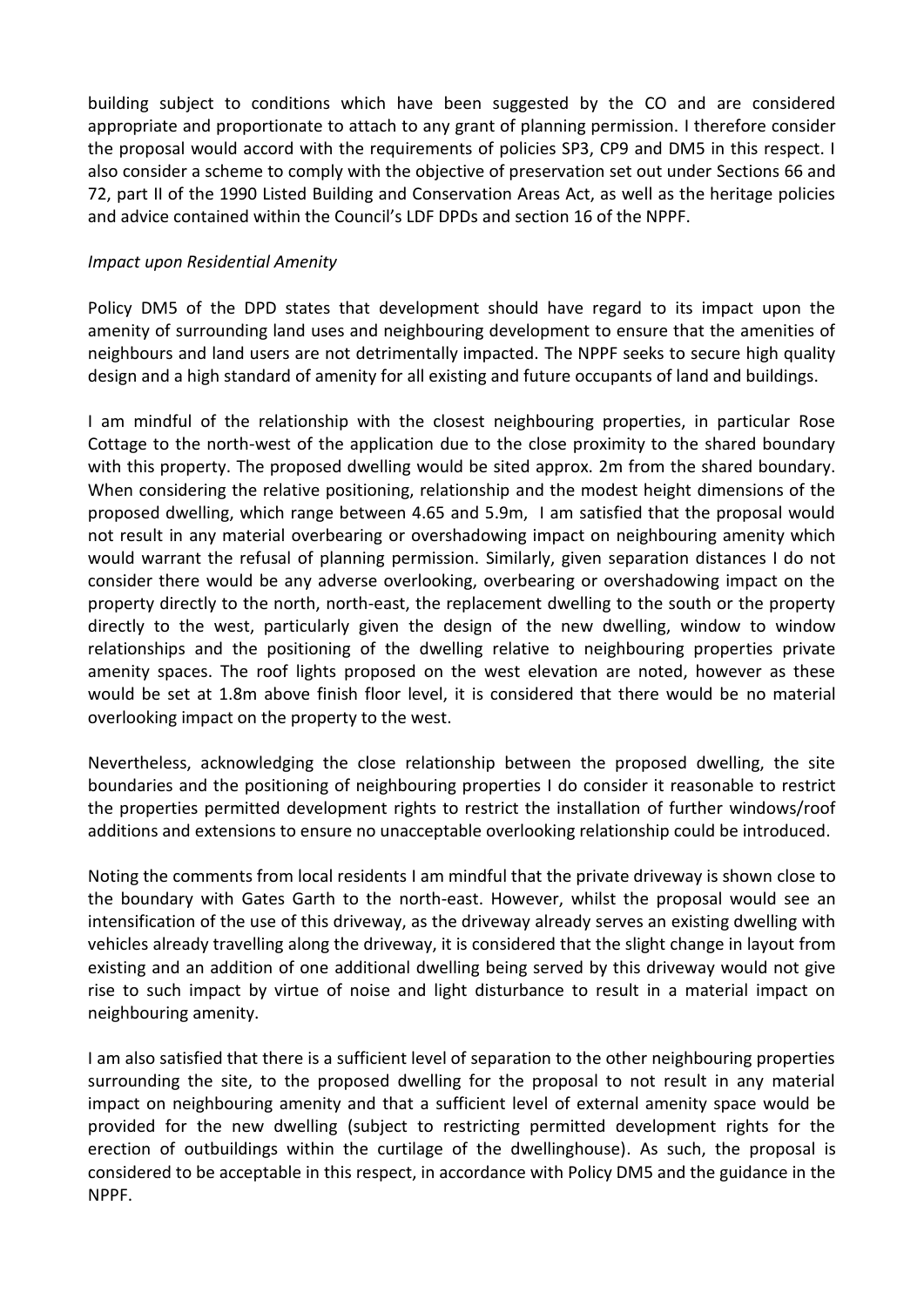building subject to conditions which have been suggested by the CO and are considered appropriate and proportionate to attach to any grant of planning permission. I therefore consider the proposal would accord with the requirements of policies SP3, CP9 and DM5 in this respect. I also consider a scheme to comply with the objective of preservation set out under Sections 66 and 72, part II of the 1990 Listed Building and Conservation Areas Act, as well as the heritage policies and advice contained within the Council's LDF DPDs and section 16 of the NPPF.

*Impact upon Residential Amenity*

Policy DM5 of the DPD states that development should have regard to its impact upon the amenity of surrounding land uses and neighbouring development to ensure that the amenities of neighbours and land users are not detrimentally impacted. The NPPF seeks to secure high quality design and a high standard of amenity for all existing and future occupants of land and buildings.

I am mindful of the relationship with the closest neighbouring properties, in particular Rose Cottage to the north-west of the application due to the close proximity to the shared boundary with this property. The proposed dwelling would be sited approx. 2m from the shared boundary. When considering the relative positioning, relationship and the modest height dimensions of the proposed dwelling, which range between 4.65 and 5.9m, I am satisfied that the proposal would not result in any material overbearing or overshadowing impact on neighbouring amenity which would warrant the refusal of planning permission. Similarly, given separation distances I do not consider there would be any adverse overlooking, overbearing or overshadowing impact on the property directly to the north, north-east, the replacement dwelling to the south or the property directly to the west, particularly given the design of the new dwelling, window to window relationships and the positioning of the dwelling relative to neighbouring properties private amenity spaces. The roof lights proposed on the west elevation are noted, however as these would be set at 1.8m above finish floor level, it is considered that there would be no material overlooking impact on the property to the west.

Nevertheless, acknowledging the close relationship between the proposed dwelling, the site boundaries and the positioning of neighbouring properties I do consider it reasonable to restrict the properties permitted development rights to restrict the installation of further windows/roof additions and extensions to ensure no unacceptable overlooking relationship could be introduced.

Noting the comments from local residents I am mindful that the private driveway is shown close to the boundary with Gates Garth to the north-east. However, whilst the proposal would see an intensification of the use of this driveway, as the driveway already serves an existing dwelling with vehicles already travelling along the driveway, it is considered that the slight change in layout from existing and an addition of one additional dwelling being served by this driveway would not give rise to such impact by virtue of noise and light disturbance to result in a material impact on neighbouring amenity.

I am also satisfied that there is a sufficient level of separation to the other neighbouring properties surrounding the site, to the proposed dwelling for the proposal to not result in any material impact on neighbouring amenity and that a sufficient level of external amenity space would be provided for the new dwelling (subject to restricting permitted development rights for the erection of outbuildings within the curtilage of the dwellinghouse). As such, the proposal is considered to be acceptable in this respect, in accordance with Policy DM5 and the guidance in the NPPF.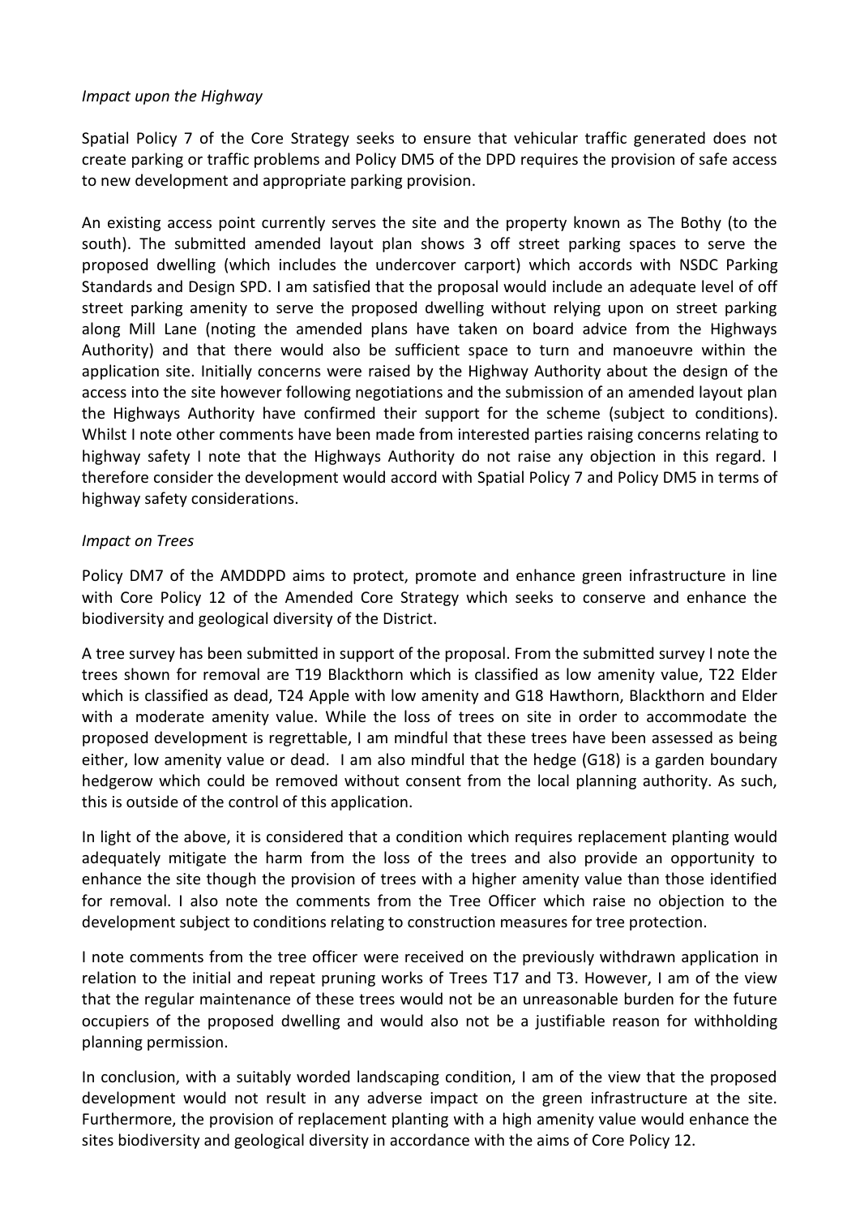*Impact upon the Highway*

Spatial Policy 7 of the Core Strategy seeks to ensure that vehicular traffic generated does not create parking or traffic problems and Policy DM5 of the DPD requires the provision of safe access to new development and appropriate parking provision.

An existing access point currently serves the site and the property known as The Bothy (to the south). The submitted amended layout plan shows 3 off street parking spaces to serve the proposed dwelling (which includes the undercover carport) which accords with NSDC Parking Standards and Design SPD. I am satisfied that the proposal would include an adequate level of off street parking amenity to serve the proposed dwelling without relying upon on street parking along Mill Lane (noting the amended plans have taken on board advice from the Highways Authority) and that there would also be sufficient space to turn and manoeuvre within the application site. Initially concerns were raised by the Highway Authority about the design of the access into the site however following negotiations and the submission of an amended layout plan the Highways Authority have confirmed their support for the scheme (subject to conditions). Whilst I note other comments have been made from interested parties raising concerns relating to highway safety I note that the Highways Authority do not raise any objection in this regard. I therefore consider the development would accord with Spatial Policy 7 and Policy DM5 in terms of highway safety considerations.

*Impact on Trees*

Policy DM7 of the AMDDPD aims to protect, promote and enhance green infrastructure in line with Core Policy 12 of the Amended Core Strategy which seeks to conserve and enhance the biodiversity and geological diversity of the District.

A tree survey has been submitted in support of the proposal. From the submitted survey I note the trees shown for removal are T19 Blackthorn which is classified as low amenity value, T22 Elder which is classified as dead, T24 Apple with low amenity and G18 Hawthorn, Blackthorn and Elder with a moderate amenity value. While the loss of trees on site in order to accommodate the proposed development is regrettable, I am mindful that these trees have been assessed as being either, low amenity value or dead. I am also mindful that the hedge (G18) is a garden boundary hedgerow which could be removed without consent from the local planning authority. As such, this is outside of the control of this application.

In light of the above, it is considered that a condition which requires replacement planting would adequately mitigate the harm from the loss of the trees and also provide an opportunity to enhance the site though the provision of trees with a higher amenity value than those identified for removal. I also note the comments from the Tree Officer which raise no objection to the development subject to conditions relating to construction measures for tree protection.

I note comments from the tree officer were received on the previously withdrawn application in relation to the initial and repeat pruning works of Trees T17 and T3. However, I am of the view that the regular maintenance of these trees would not be an unreasonable burden for the future occupiers of the proposed dwelling and would also not be a justifiable reason for withholding planning permission.

In conclusion, with a suitably worded landscaping condition, I am of the view that the proposed development would not result in any adverse impact on the green infrastructure at the site. Furthermore, the provision of replacement planting with a high amenity value would enhance the sites biodiversity and geological diversity in accordance with the aims of Core Policy 12.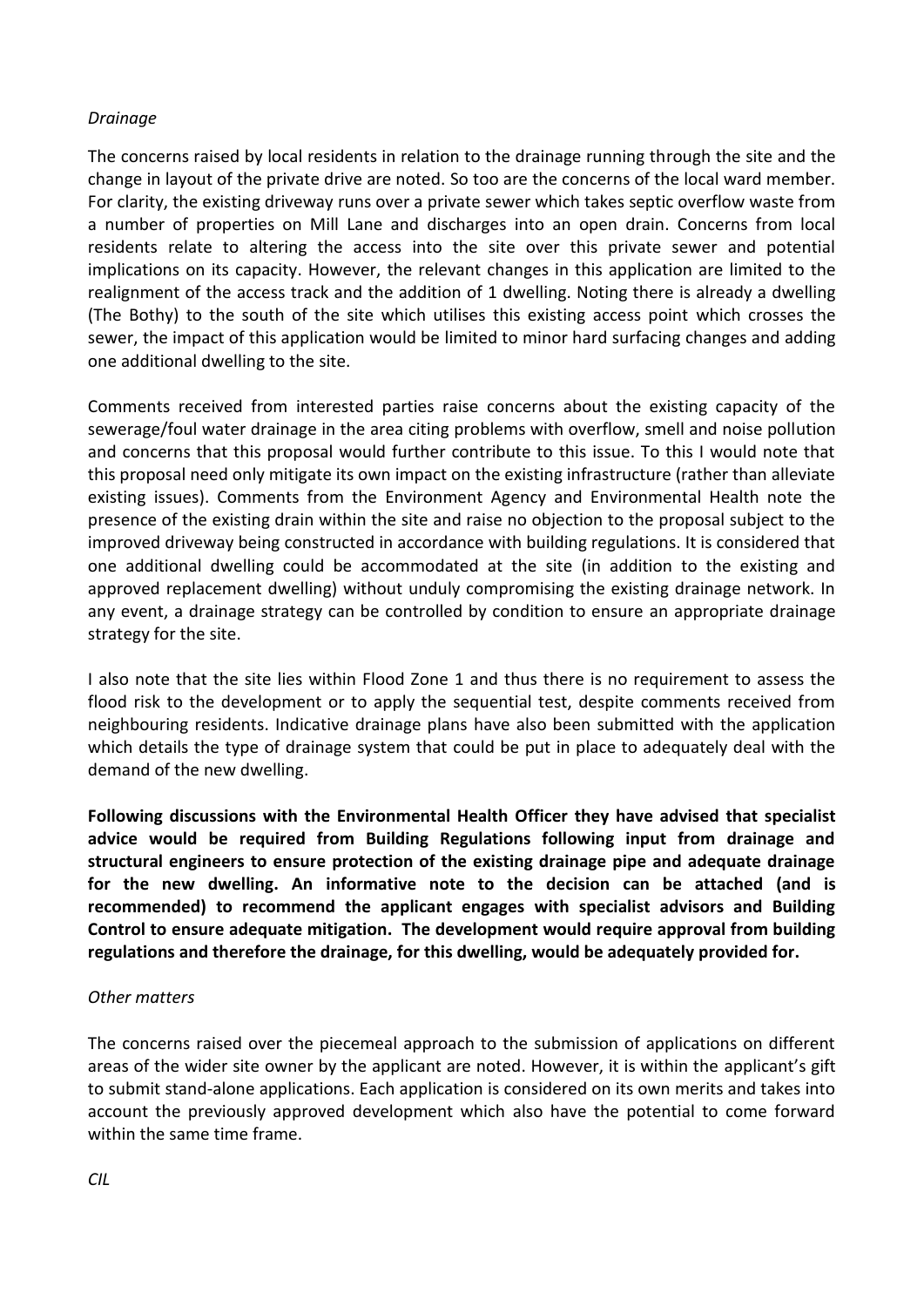*Drainage*

The concerns raised by local residents in relation to the drainage running through the site and the change in layout of the private drive are noted. So too are the concerns of the local ward member. For clarity, the existing driveway runs over a private sewer which takes septic overflow waste from a number of properties on Mill Lane and discharges into an open drain. Concerns from local residents relate to altering the access into the site over this private sewer and potential implications on its capacity. However, the relevant changes in this application are limited to the realignment of the access track and the addition of 1 dwelling. Noting there is already a dwelling (The Bothy) to the south of the site which utilises this existing access point which crosses the sewer, the impact of this application would be limited to minor hard surfacing changes and adding one additional dwelling to the site.

Comments received from interested parties raise concerns about the existing capacity of the sewerage/foul water drainage in the area citing problems with overflow, smell and noise pollution and concerns that this proposal would further contribute to this issue. To this I would note that this proposal need only mitigate its own impact on the existing infrastructure (rather than alleviate existing issues). Comments from the Environment Agency and Environmental Health note the presence of the existing drain within the site and raise no objection to the proposal subject to the improved driveway being constructed in accordance with building regulations. It is considered that one additional dwelling could be accommodated at the site (in addition to the existing and approved replacement dwelling) without unduly compromising the existing drainage network. In any event, a drainage strategy can be controlled by condition to ensure an appropriate drainage strategy for the site.

I also note that the site lies within Flood Zone 1 and thus there is no requirement to assess the flood risk to the development or to apply the sequential test, despite comments received from neighbouring residents. Indicative drainage plans have also been submitted with the application which details the type of drainage system that could be put in place to adequately deal with the demand of the new dwelling.

**Following discussions with the Environmental Health Officer they have advised that specialist advice would be required from Building Regulations following input from drainage and structural engineers to ensure protection of the existing drainage pipe and adequate drainage for the new dwelling. An informative note to the decision can be attached (and is recommended) to recommend the applicant engages with specialist advisors and Building Control to ensure adequate mitigation. The development would require approval from building regulations and therefore the drainage, for this dwelling, would be adequately provided for.**

*Other matters*

The concerns raised over the piecemeal approach to the submission of applications on different areas of the wider site owner by the applicant are noted. However, it is within the applicant's gift to submit stand-alone applications. Each application is considered on its own merits and takes into account the previously approved development which also have the potential to come forward within the same time frame.

*CIL*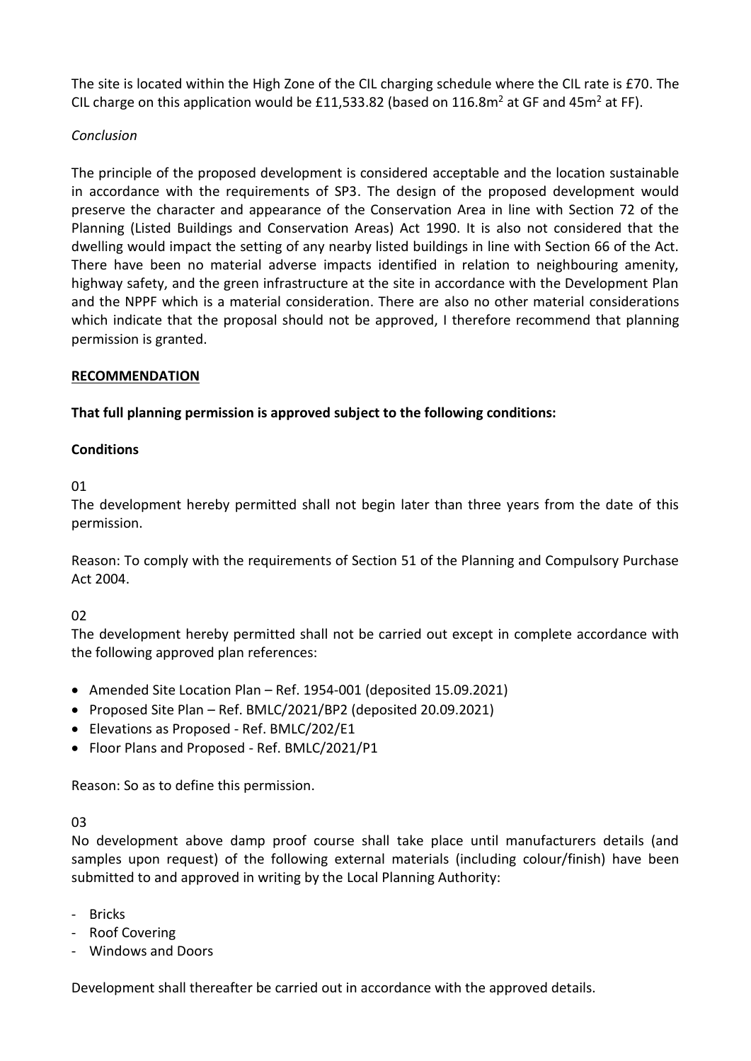The site is located within the High Zone of the CIL charging schedule where the CIL rate is £70. The CIL charge on this application would be £11,533.82 (based on 116.8m$^2$ at GF and 45m$^2$ at FF).

*Conclusion*

The principle of the proposed development is considered acceptable and the location sustainable in accordance with the requirements of SP3. The design of the proposed development would preserve the character and appearance of the Conservation Area in line with Section 72 of the Planning (Listed Buildings and Conservation Areas) Act 1990. It is also not considered that the dwelling would impact the setting of any nearby listed buildings in line with Section 66 of the Act. There have been no material adverse impacts identified in relation to neighbouring amenity, highway safety, and the green infrastructure at the site in accordance with the Development Plan and the NPPF which is a material consideration. There are also no other material considerations which indicate that the proposal should not be approved, I therefore recommend that planning permission is granted.

**RECOMMENDATION**

**That full planning permission is approved subject to the following conditions:**

**Conditions**

01

The development hereby permitted shall not begin later than three years from the date of this permission.

Reason: To comply with the requirements of Section 51 of the Planning and Compulsory Purchase Act 2004.

02

The development hereby permitted shall not be carried out except in complete accordance with the following approved plan references:

- Amended Site Location Plan – Ref. 1954-001 (deposited 15.09.2021)
- Proposed Site Plan – Ref. BMLC/2021/BP2 (deposited 20.09.2021)
- Elevations as Proposed - Ref. BMLC/202/E1
- Floor Plans and Proposed - Ref. BMLC/2021/P1

Reason: So as to define this permission.

03

No development above damp proof course shall take place until manufacturers details (and samples upon request) of the following external materials (including colour/finish) have been submitted to and approved in writing by the Local Planning Authority:

- Bricks
- Roof Covering
- Windows and Doors

Development shall thereafter be carried out in accordance with the approved details.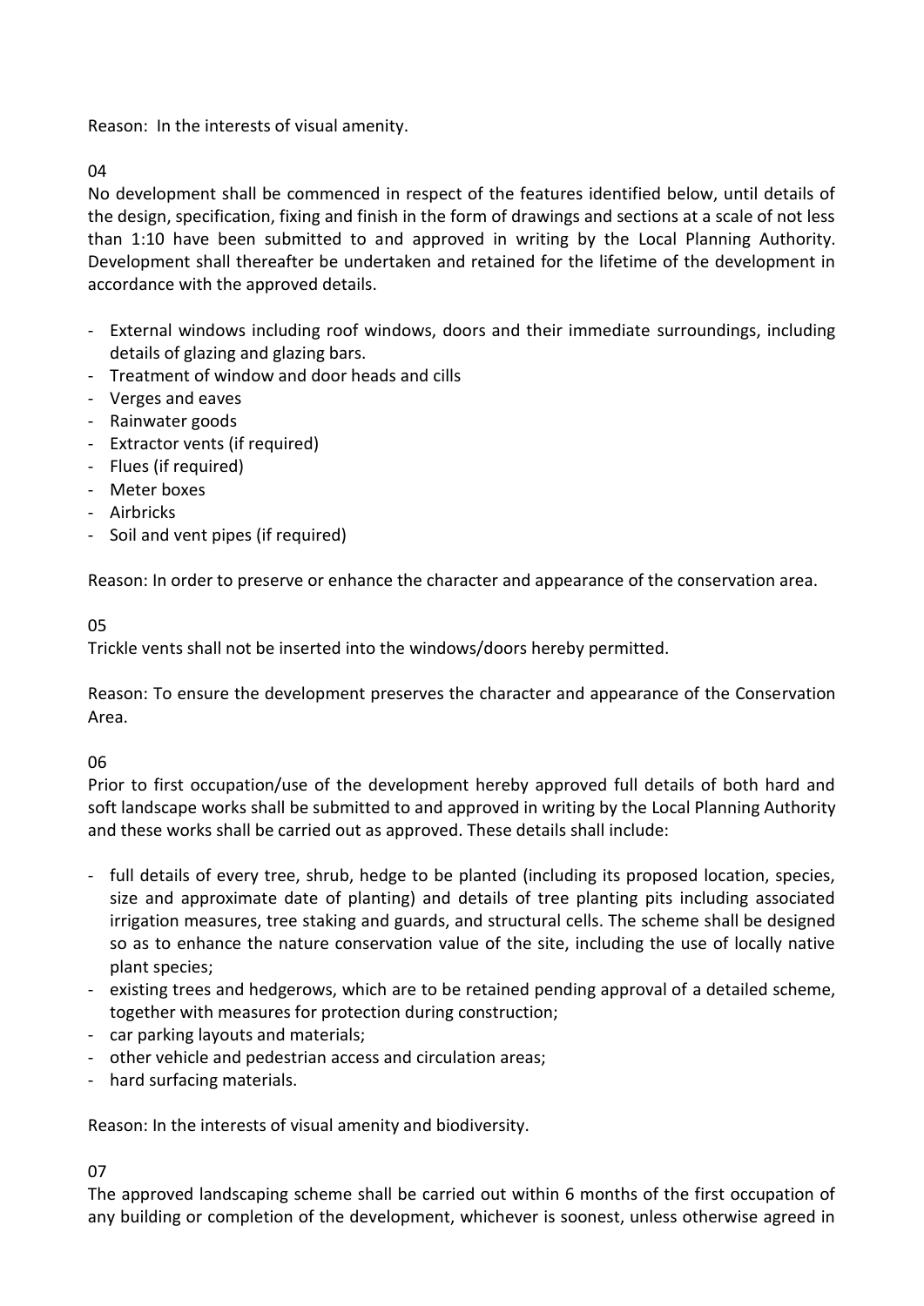Reason: In the interests of visual amenity.

04

No development shall be commenced in respect of the features identified below, until details of the design, specification, fixing and finish in the form of drawings and sections at a scale of not less than 1:10 have been submitted to and approved in writing by the Local Planning Authority. Development shall thereafter be undertaken and retained for the lifetime of the development in accordance with the approved details.

- External windows including roof windows, doors and their immediate surroundings, including details of glazing and glazing bars.
- Treatment of window and door heads and cills
- Verges and eaves
- Rainwater goods
- Extractor vents (if required)
- Flues (if required)
- Meter boxes
- Airbricks
- Soil and vent pipes (if required)

Reason: In order to preserve or enhance the character and appearance of the conservation area.

05

Trickle vents shall not be inserted into the windows/doors hereby permitted.

Reason: To ensure the development preserves the character and appearance of the Conservation Area.

06

Prior to first occupation/use of the development hereby approved full details of both hard and soft landscape works shall be submitted to and approved in writing by the Local Planning Authority and these works shall be carried out as approved. These details shall include:

- full details of every tree, shrub, hedge to be planted (including its proposed location, species, size and approximate date of planting) and details of tree planting pits including associated irrigation measures, tree staking and guards, and structural cells. The scheme shall be designed so as to enhance the nature conservation value of the site, including the use of locally native plant species;
- existing trees and hedgerows, which are to be retained pending approval of a detailed scheme, together with measures for protection during construction;
- car parking layouts and materials;
- other vehicle and pedestrian access and circulation areas;
- hard surfacing materials.

Reason: In the interests of visual amenity and biodiversity.

07

The approved landscaping scheme shall be carried out within 6 months of the first occupation of any building or completion of the development, whichever is soonest, unless otherwise agreed in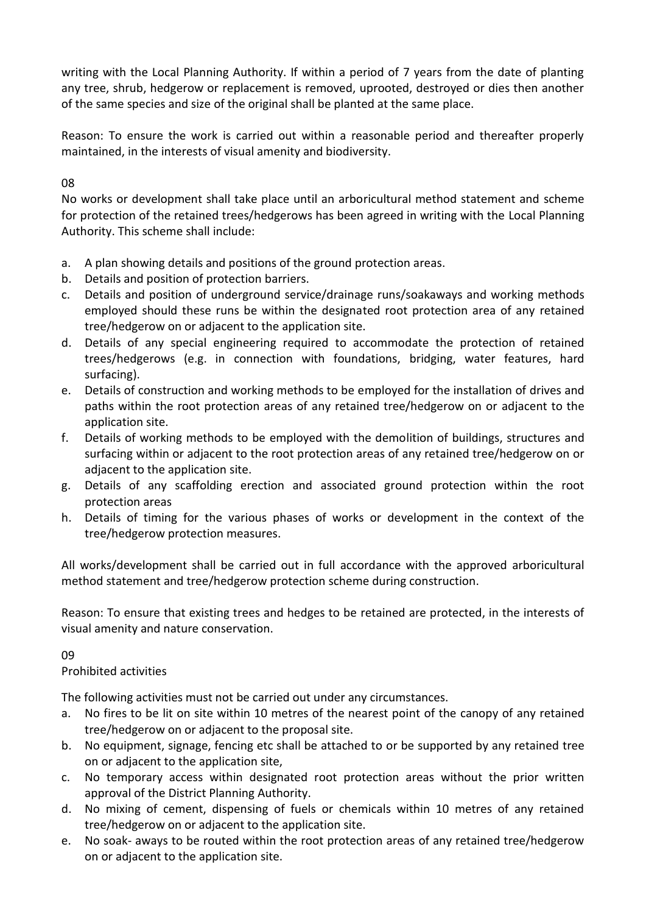writing with the Local Planning Authority. If within a period of 7 years from the date of planting any tree, shrub, hedgerow or replacement is removed, uprooted, destroyed or dies then another of the same species and size of the original shall be planted at the same place.

Reason: To ensure the work is carried out within a reasonable period and thereafter properly maintained, in the interests of visual amenity and biodiversity.

08

No works or development shall take place until an arboricultural method statement and scheme for protection of the retained trees/hedgerows has been agreed in writing with the Local Planning Authority. This scheme shall include:

a. A plan showing details and positions of the ground protection areas.
b. Details and position of protection barriers.
c. Details and position of underground service/drainage runs/soakaways and working methods employed should these runs be within the designated root protection area of any retained tree/hedgerow on or adjacent to the application site.
d. Details of any special engineering required to accommodate the protection of retained trees/hedgerows (e.g. in connection with foundations, bridging, water features, hard surfacing).
e. Details of construction and working methods to be employed for the installation of drives and paths within the root protection areas of any retained tree/hedgerow on or adjacent to the application site.
f. Details of working methods to be employed with the demolition of buildings, structures and surfacing within or adjacent to the root protection areas of any retained tree/hedgerow on or adjacent to the application site.
g. Details of any scaffolding erection and associated ground protection within the root protection areas
h. Details of timing for the various phases of works or development in the context of the tree/hedgerow protection measures.

All works/development shall be carried out in full accordance with the approved arboricultural method statement and tree/hedgerow protection scheme during construction.

Reason: To ensure that existing trees and hedges to be retained are protected, in the interests of visual amenity and nature conservation.

09

Prohibited activities

The following activities must not be carried out under any circumstances.

a. No fires to be lit on site within 10 metres of the nearest point of the canopy of any retained tree/hedgerow on or adjacent to the proposal site.
b. No equipment, signage, fencing etc shall be attached to or be supported by any retained tree on or adjacent to the application site,
c. No temporary access within designated root protection areas without the prior written approval of the District Planning Authority.
d. No mixing of cement, dispensing of fuels or chemicals within 10 metres of any retained tree/hedgerow on or adjacent to the application site.
e. No soak- aways to be routed within the root protection areas of any retained tree/hedgerow on or adjacent to the application site.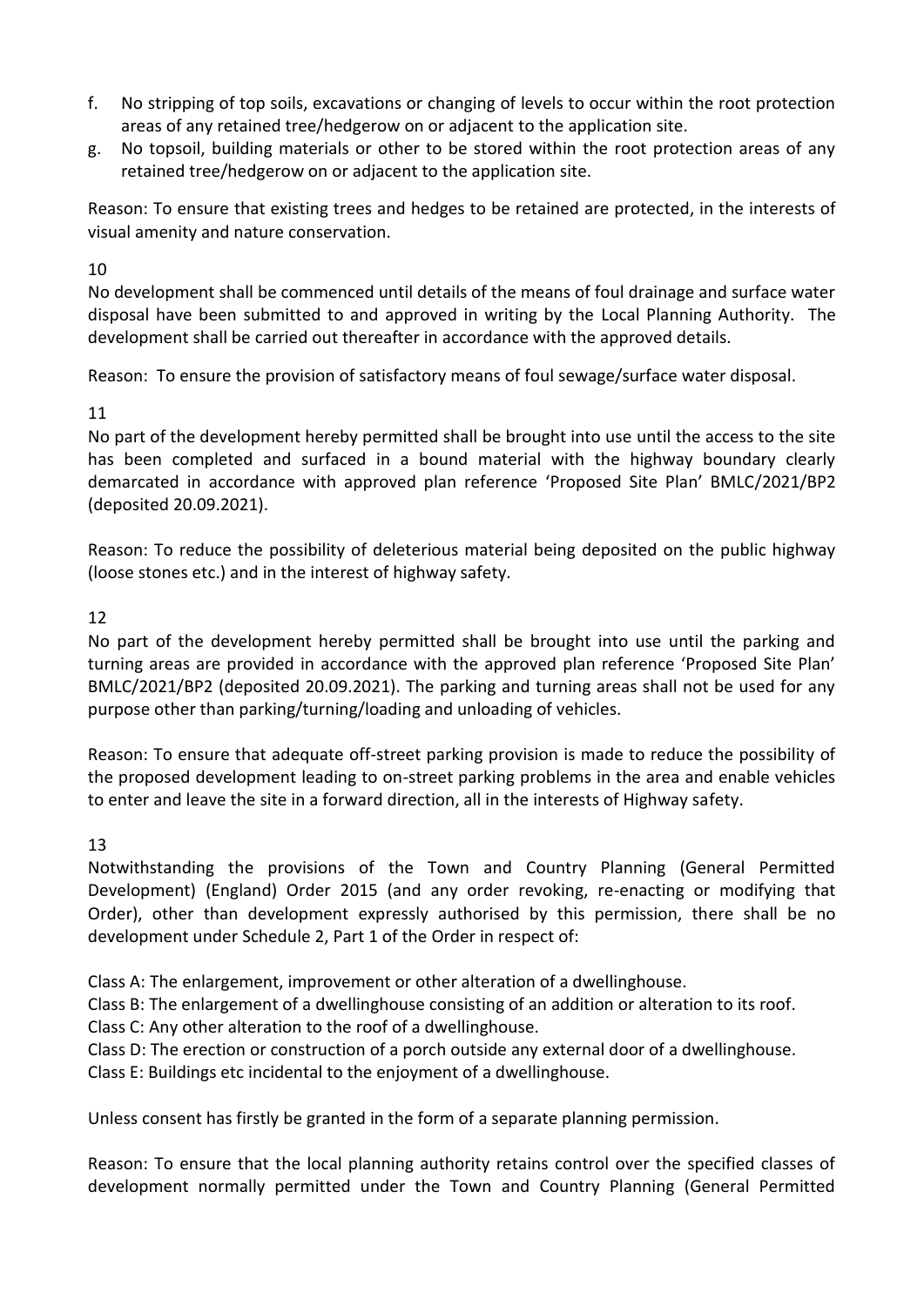f. No stripping of top soils, excavations or changing of levels to occur within the root protection areas of any retained tree/hedgerow on or adjacent to the application site.
g. No topsoil, building materials or other to be stored within the root protection areas of any retained tree/hedgerow on or adjacent to the application site.

Reason: To ensure that existing trees and hedges to be retained are protected, in the interests of visual amenity and nature conservation.

10

No development shall be commenced until details of the means of foul drainage and surface water disposal have been submitted to and approved in writing by the Local Planning Authority. The development shall be carried out thereafter in accordance with the approved details.

Reason: To ensure the provision of satisfactory means of foul sewage/surface water disposal.

11

No part of the development hereby permitted shall be brought into use until the access to the site has been completed and surfaced in a bound material with the highway boundary clearly demarcated in accordance with approved plan reference 'Proposed Site Plan' BMLC/2021/BP2 (deposited 20.09.2021).

Reason: To reduce the possibility of deleterious material being deposited on the public highway (loose stones etc.) and in the interest of highway safety.

12

No part of the development hereby permitted shall be brought into use until the parking and turning areas are provided in accordance with the approved plan reference 'Proposed Site Plan' BMLC/2021/BP2 (deposited 20.09.2021). The parking and turning areas shall not be used for any purpose other than parking/turning/loading and unloading of vehicles.

Reason: To ensure that adequate off-street parking provision is made to reduce the possibility of the proposed development leading to on-street parking problems in the area and enable vehicles to enter and leave the site in a forward direction, all in the interests of Highway safety.

13

Notwithstanding the provisions of the Town and Country Planning (General Permitted Development) (England) Order 2015 (and any order revoking, re-enacting or modifying that Order), other than development expressly authorised by this permission, there shall be no development under Schedule 2, Part 1 of the Order in respect of:

Class A: The enlargement, improvement or other alteration of a dwellinghouse.
Class B: The enlargement of a dwellinghouse consisting of an addition or alteration to its roof.
Class C: Any other alteration to the roof of a dwellinghouse.
Class D: The erection or construction of a porch outside any external door of a dwellinghouse.
Class E: Buildings etc incidental to the enjoyment of a dwellinghouse.

Unless consent has firstly be granted in the form of a separate planning permission.

Reason: To ensure that the local planning authority retains control over the specified classes of development normally permitted under the Town and Country Planning (General Permitted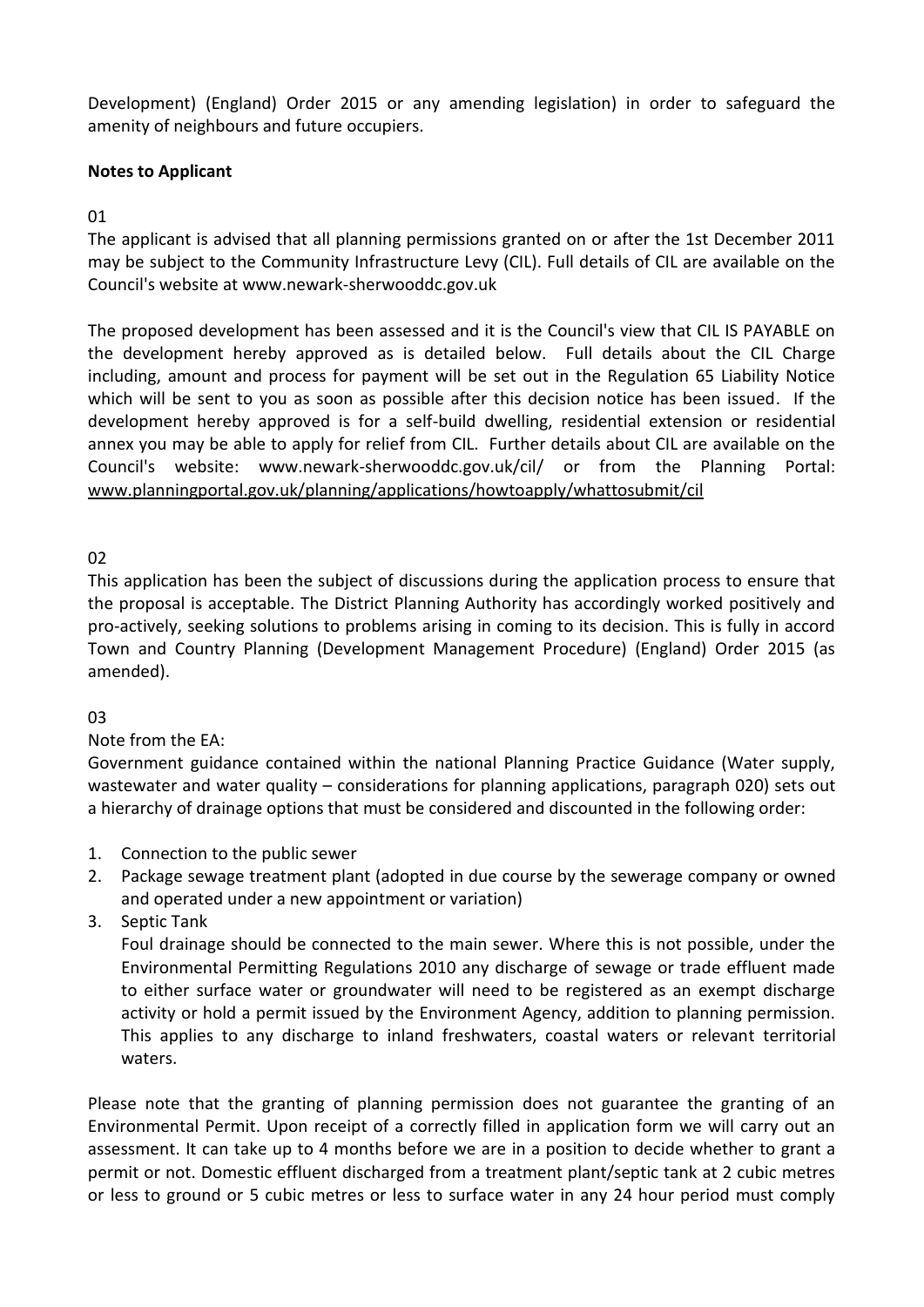Development) (England) Order 2015 or any amending legislation) in order to safeguard the amenity of neighbours and future occupiers.

**Notes to Applicant**

01

The applicant is advised that all planning permissions granted on or after the 1st December 2011 may be subject to the Community Infrastructure Levy (CIL). Full details of CIL are available on the Council's website at www.newark-sherwooddc.gov.uk

The proposed development has been assessed and it is the Council's view that CIL IS PAYABLE on the development hereby approved as is detailed below. Full details about the CIL Charge including, amount and process for payment will be set out in the Regulation 65 Liability Notice which will be sent to you as soon as possible after this decision notice has been issued. If the development hereby approved is for a self-build dwelling, residential extension or residential annex you may be able to apply for relief from CIL. Further details about CIL are available on the Council's website: www.newark-sherwooddc.gov.uk/cil/ or from the Planning Portal: www.planningportal.gov.uk/planning/applications/howtoapply/whattosubmit/cil

02

This application has been the subject of discussions during the application process to ensure that the proposal is acceptable. The District Planning Authority has accordingly worked positively and pro-actively, seeking solutions to problems arising in coming to its decision. This is fully in accord Town and Country Planning (Development Management Procedure) (England) Order 2015 (as amended).

03

Note from the EA:

Government guidance contained within the national Planning Practice Guidance (Water supply, wastewater and water quality – considerations for planning applications, paragraph 020) sets out a hierarchy of drainage options that must be considered and discounted in the following order:

1. Connection to the public sewer
2. Package sewage treatment plant (adopted in due course by the sewerage company or owned and operated under a new appointment or variation)
3. Septic Tank

   Foul drainage should be connected to the main sewer. Where this is not possible, under the Environmental Permitting Regulations 2010 any discharge of sewage or trade effluent made to either surface water or groundwater will need to be registered as an exempt discharge activity or hold a permit issued by the Environment Agency, addition to planning permission. This applies to any discharge to inland freshwaters, coastal waters or relevant territorial waters.

Please note that the granting of planning permission does not guarantee the granting of an Environmental Permit. Upon receipt of a correctly filled in application form we will carry out an assessment. It can take up to 4 months before we are in a position to decide whether to grant a permit or not. Domestic effluent discharged from a treatment plant/septic tank at 2 cubic metres or less to ground or 5 cubic metres or less to surface water in any 24 hour period must comply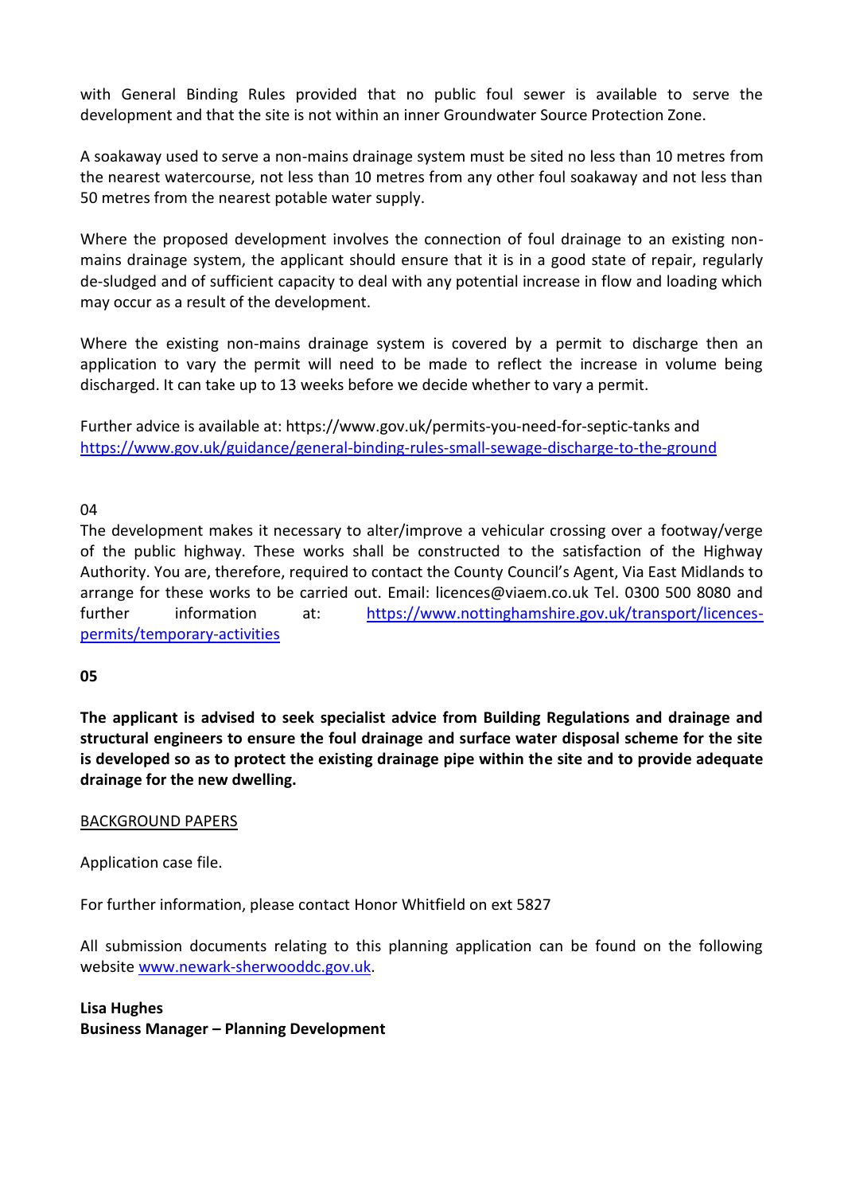with General Binding Rules provided that no public foul sewer is available to serve the development and that the site is not within an inner Groundwater Source Protection Zone.

A soakaway used to serve a non-mains drainage system must be sited no less than 10 metres from the nearest watercourse, not less than 10 metres from any other foul soakaway and not less than 50 metres from the nearest potable water supply.

Where the proposed development involves the connection of foul drainage to an existing non-mains drainage system, the applicant should ensure that it is in a good state of repair, regularly de-sludged and of sufficient capacity to deal with any potential increase in flow and loading which may occur as a result of the development.

Where the existing non-mains drainage system is covered by a permit to discharge then an application to vary the permit will need to be made to reflect the increase in volume being discharged. It can take up to 13 weeks before we decide whether to vary a permit.

Further advice is available at: https://www.gov.uk/permits-you-need-for-septic-tanks and https://www.gov.uk/guidance/general-binding-rules-small-sewage-discharge-to-the-ground

04

The development makes it necessary to alter/improve a vehicular crossing over a footway/verge of the public highway. These works shall be constructed to the satisfaction of the Highway Authority. You are, therefore, required to contact the County Council's Agent, Via East Midlands to arrange for these works to be carried out. Email: licences@viaem.co.uk Tel. 0300 500 8080 and further information at: https://www.nottinghamshire.gov.uk/transport/licences-permits/temporary-activities

**05**

**The applicant is advised to seek specialist advice from Building Regulations and drainage and structural engineers to ensure the foul drainage and surface water disposal scheme for the site is developed so as to protect the existing drainage pipe within the site and to provide adequate drainage for the new dwelling.**

BACKGROUND PAPERS

Application case file.

For further information, please contact Honor Whitfield on ext 5827

All submission documents relating to this planning application can be found on the following website www.newark-sherwooddc.gov.uk.

**Lisa Hughes**
**Business Manager – Planning Development**